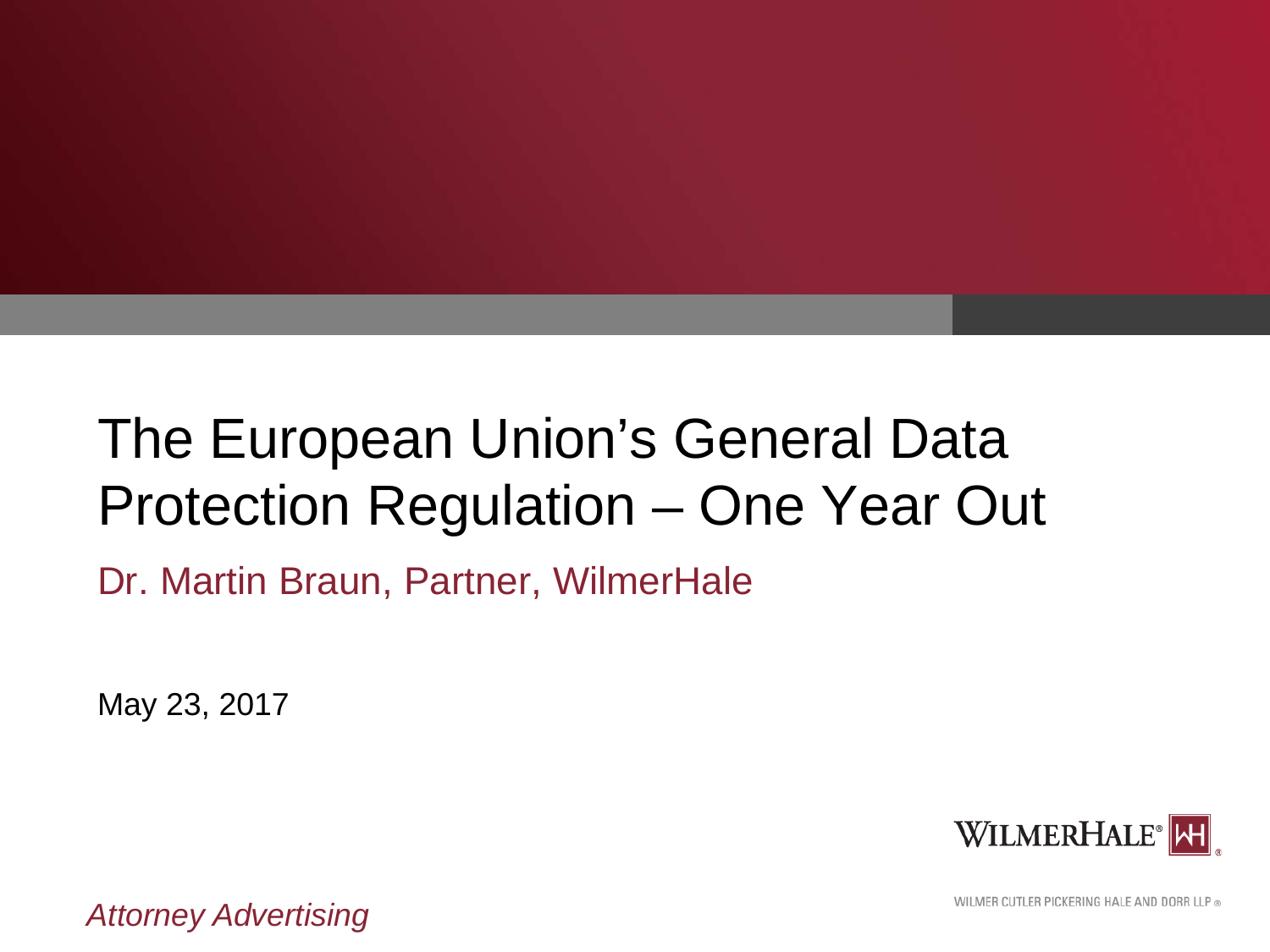# The European Union's General Data Protection Regulation – One Year Out

Dr. Martin Braun, Partner, WilmerHale

May 23, 2017

WILMERHALE®

WILMER CUTLER PICKERING HALE AND DORR LLP ®

*Attorney Advertising*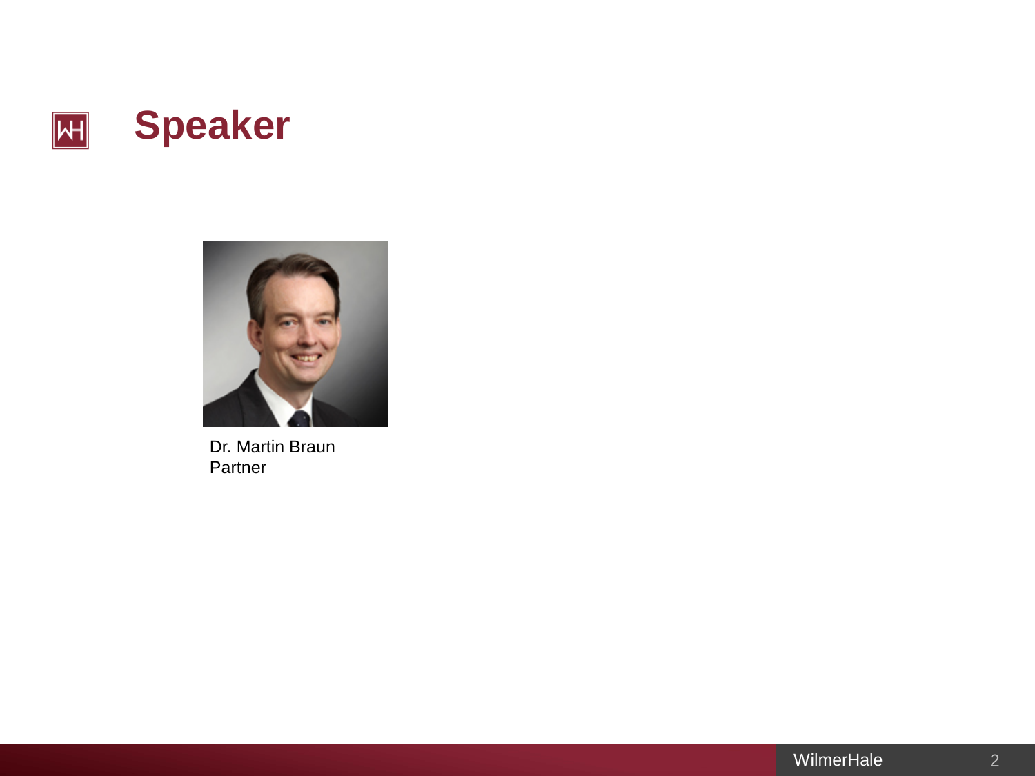# Speaker

Dr. Martin Braun
Partner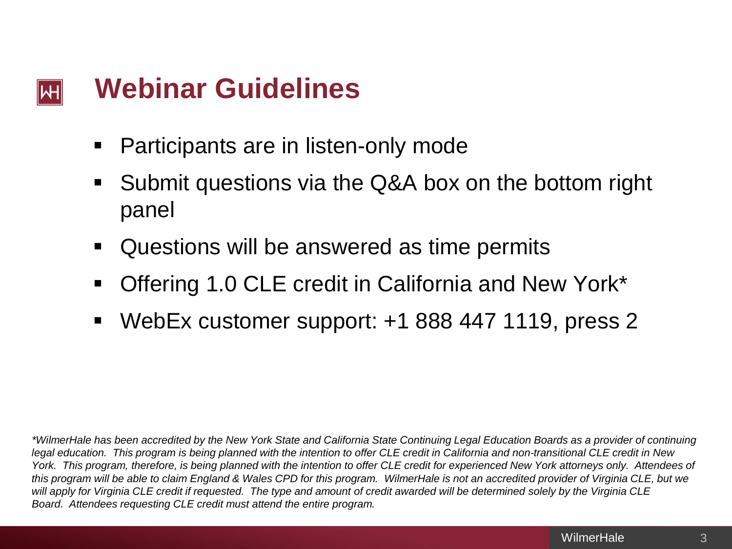# Webinar Guidelines

- Participants are in listen-only mode
- Submit questions via the Q&A box on the bottom right panel
- Questions will be answered as time permits
- Offering 1.0 CLE credit in California and New York*
- WebEx customer support: +1 888 447 1119, press 2

*\*WilmerHale has been accredited by the New York State and California State Continuing Legal Education Boards as a provider of continuing legal education. This program is being planned with the intention to offer CLE credit in California and non-transitional CLE credit in New York. This program, therefore, is being planned with the intention to offer CLE credit for experienced New York attorneys only. Attendees of this program will be able to claim England & Wales CPD for this program. WilmerHale is not an accredited provider of Virginia CLE, but we will apply for Virginia CLE credit if requested. The type and amount of credit awarded will be determined solely by the Virginia CLE Board. Attendees requesting CLE credit must attend the entire program.*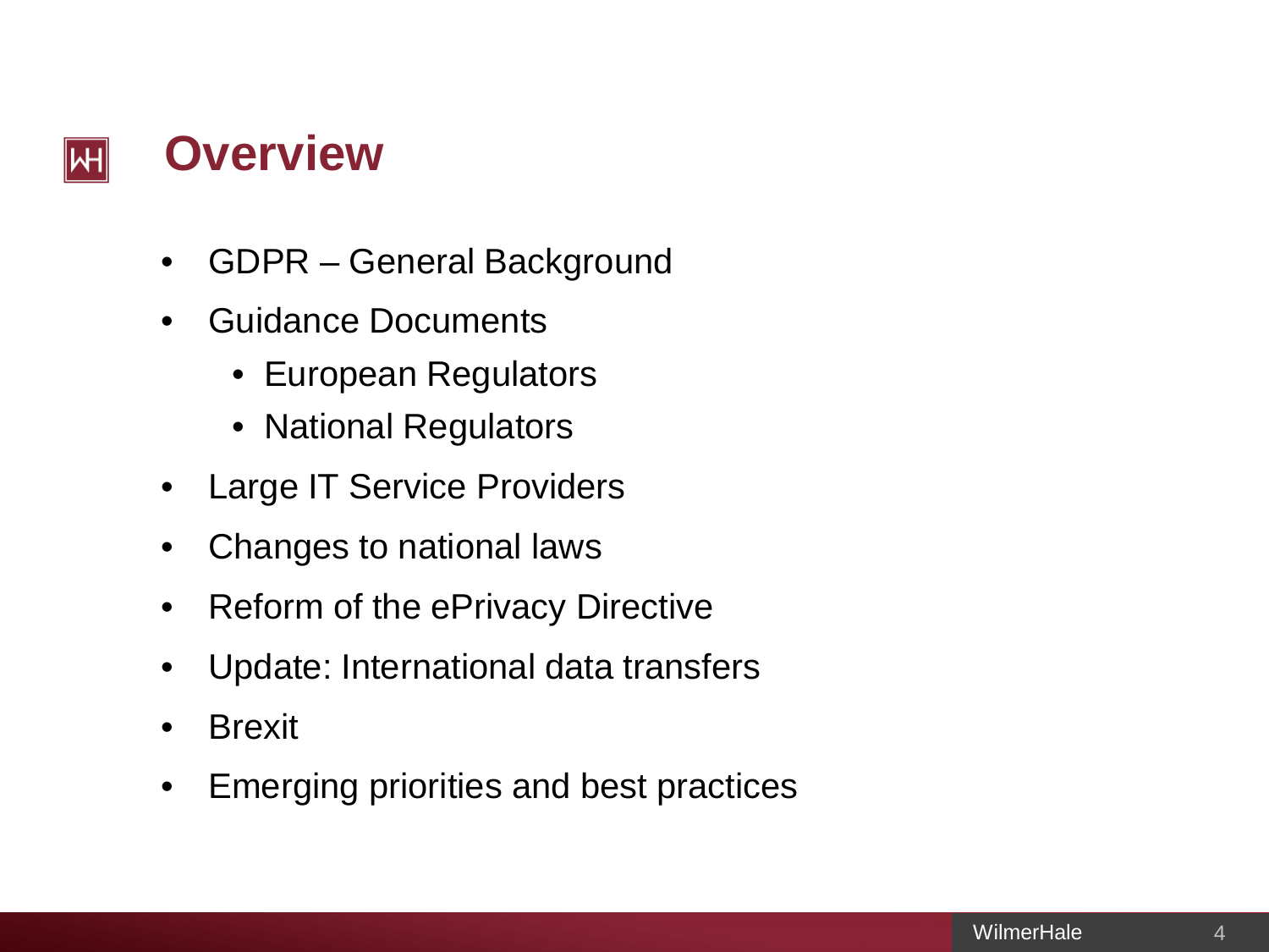# Overview

- GDPR – General Background
- Guidance Documents
  - European Regulators
  - National Regulators
- Large IT Service Providers
- Changes to national laws
- Reform of the ePrivacy Directive
- Update: International data transfers
- Brexit
- Emerging priorities and best practices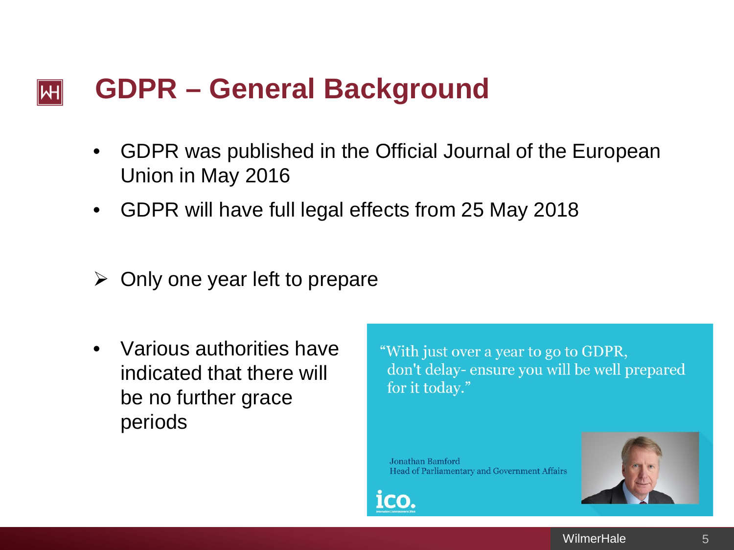# GDPR – General Background

- GDPR was published in the Official Journal of the European Union in May 2016
- GDPR will have full legal effects from 25 May 2018

➢ Only one year left to prepare

- Various authorities have indicated that there will be no further grace periods

"With just over a year to go to GDPR, don't delay- ensure you will be well prepared for it today."

Jonathan Bamford
Head of Parliamentary and Government Affairs

ico.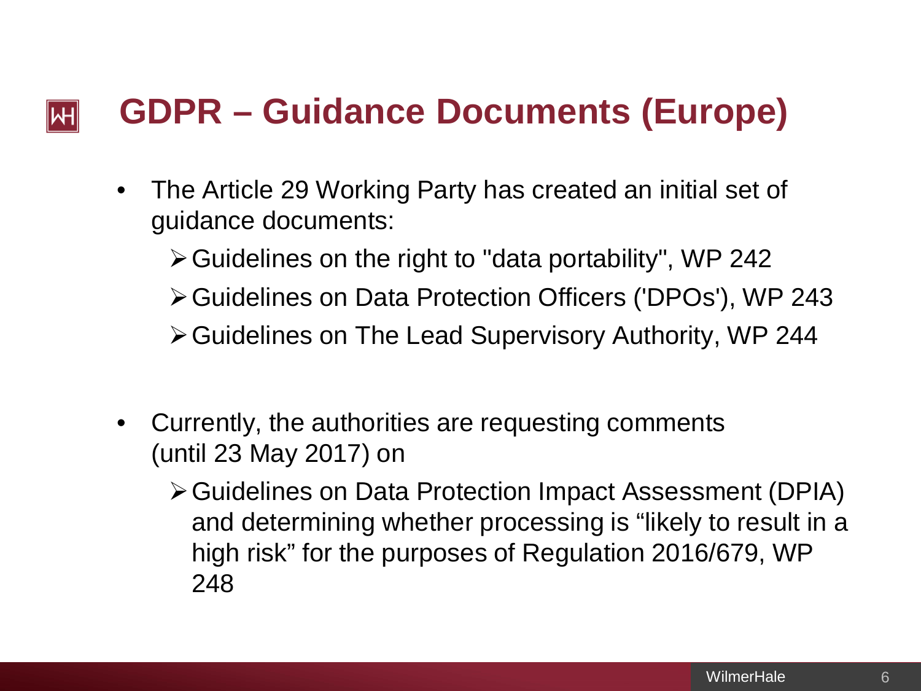# GDPR – Guidance Documents (Europe)

- The Article 29 Working Party has created an initial set of guidance documents:
  - Guidelines on the right to "data portability", WP 242
  - Guidelines on Data Protection Officers ('DPOs'), WP 243
  - Guidelines on The Lead Supervisory Authority, WP 244
- Currently, the authorities are requesting comments (until 23 May 2017) on
  - Guidelines on Data Protection Impact Assessment (DPIA) and determining whether processing is "likely to result in a high risk" for the purposes of Regulation 2016/679, WP 248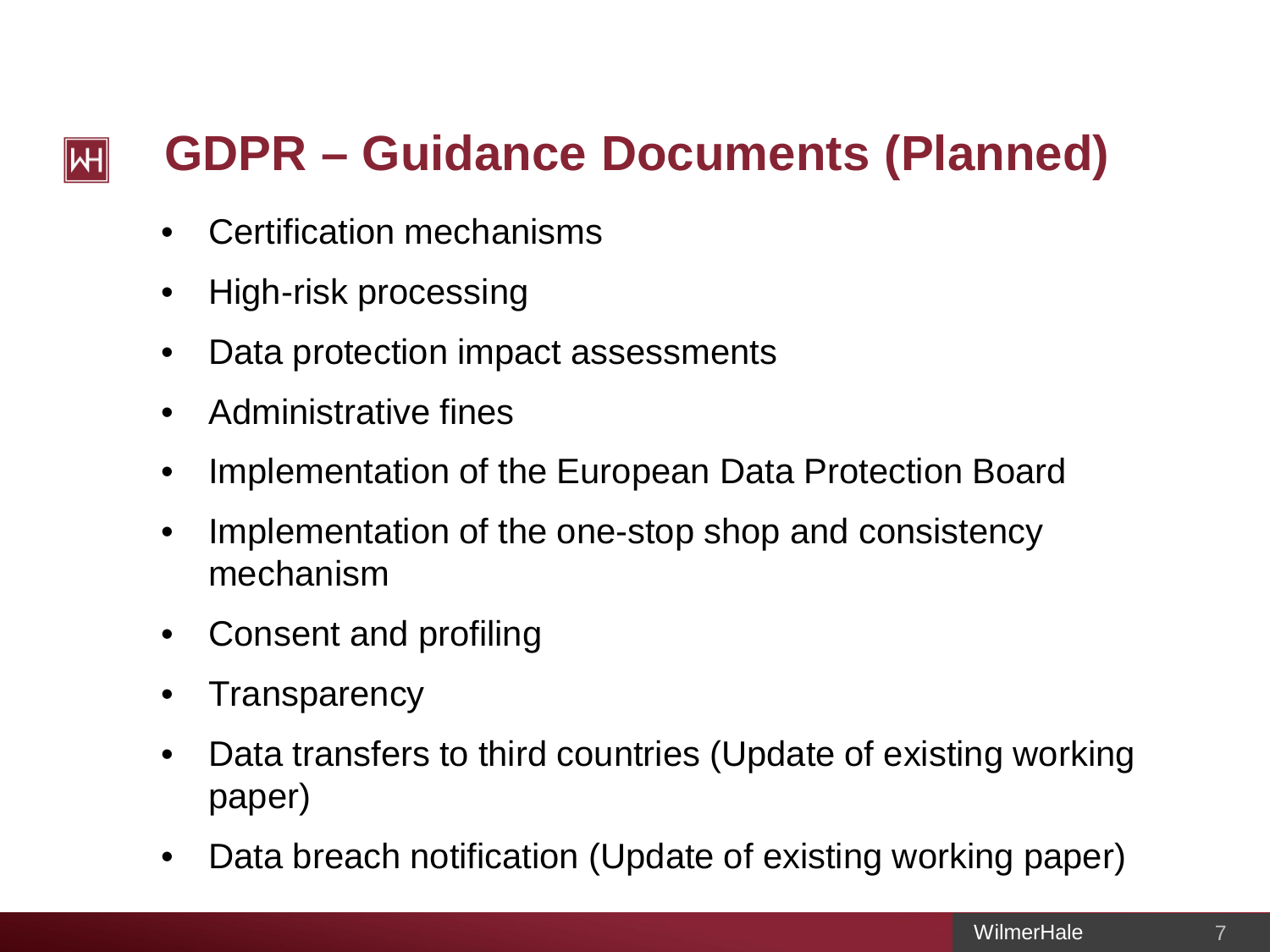# GDPR – Guidance Documents (Planned)

- Certification mechanisms
- High-risk processing
- Data protection impact assessments
- Administrative fines
- Implementation of the European Data Protection Board
- Implementation of the one-stop shop and consistency mechanism
- Consent and profiling
- Transparency
- Data transfers to third countries (Update of existing working paper)
- Data breach notification (Update of existing working paper)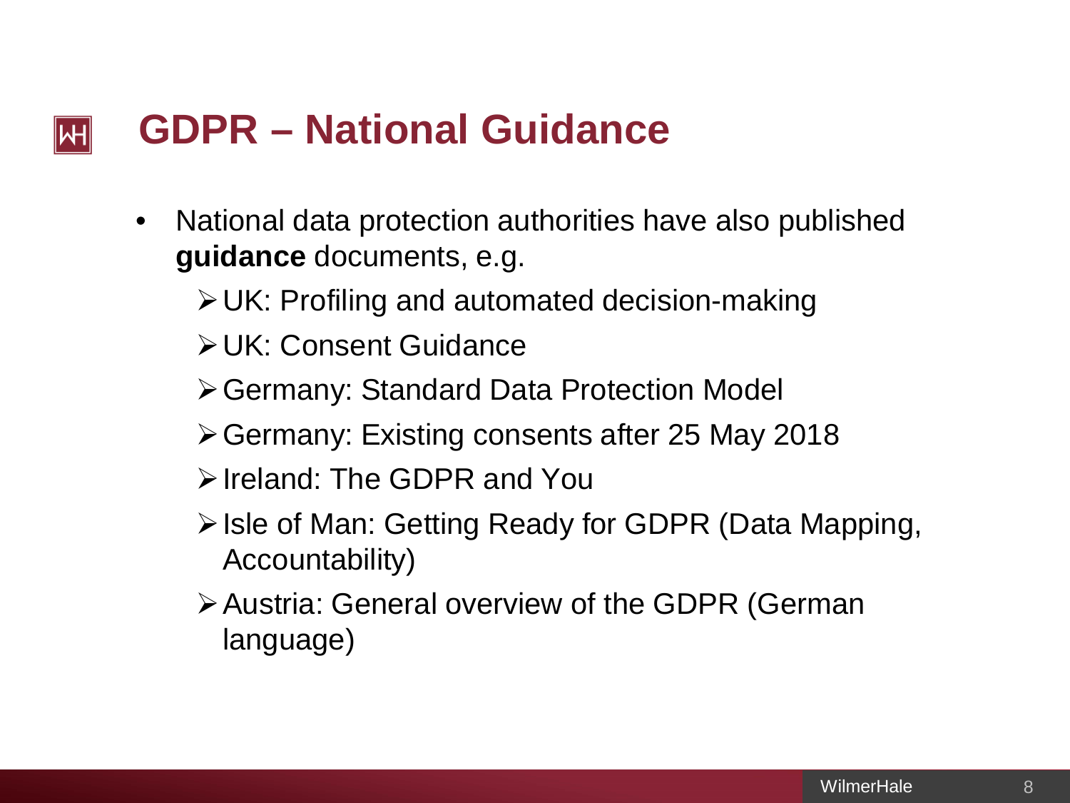# GDPR – National Guidance

- National data protection authorities have also published **guidance** documents, e.g.
  - UK: Profiling and automated decision-making
  - UK: Consent Guidance
  - Germany: Standard Data Protection Model
  - Germany: Existing consents after 25 May 2018
  - Ireland: The GDPR and You
  - Isle of Man: Getting Ready for GDPR (Data Mapping, Accountability)
  - Austria: General overview of the GDPR (German language)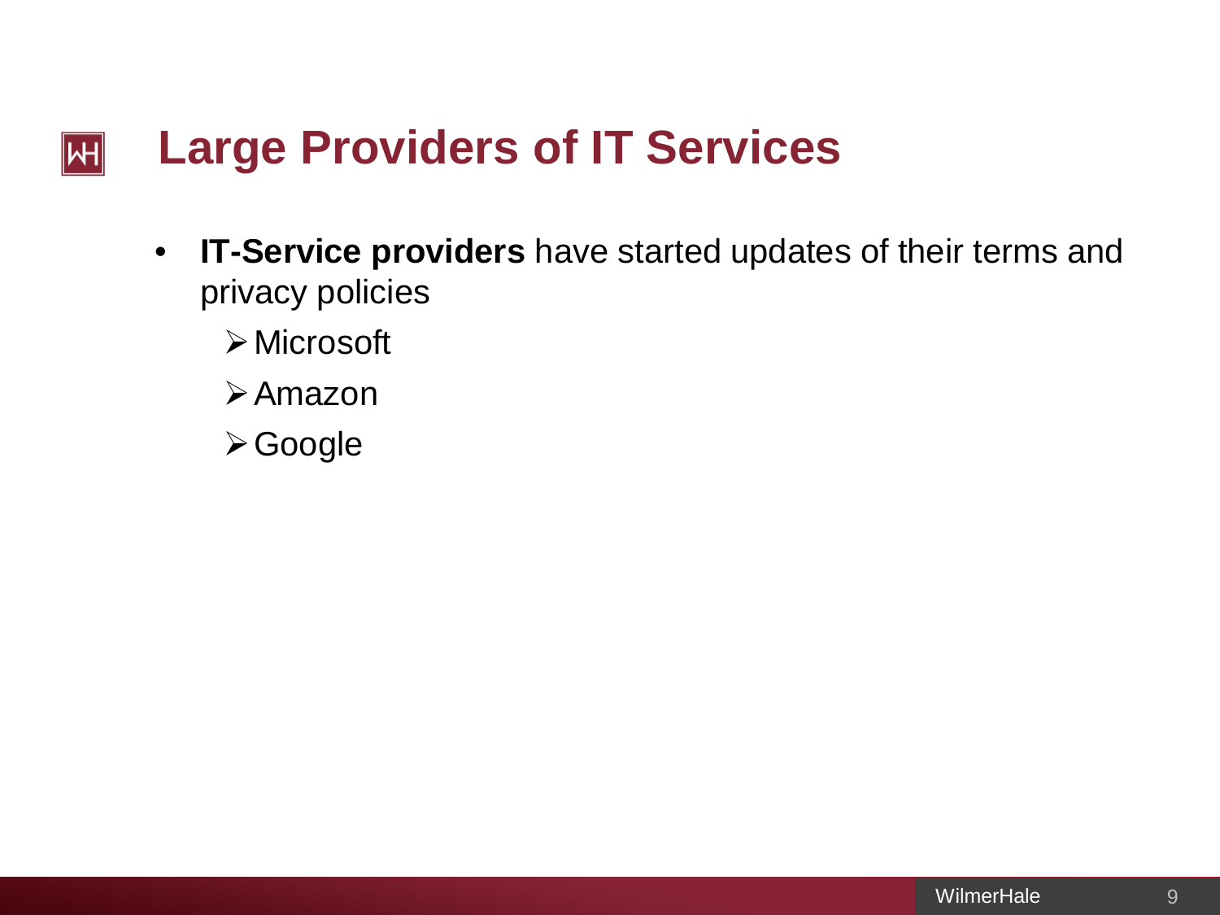# Large Providers of IT Services

- **IT-Service providers** have started updates of their terms and privacy policies
  - Microsoft
  - Amazon
  - Google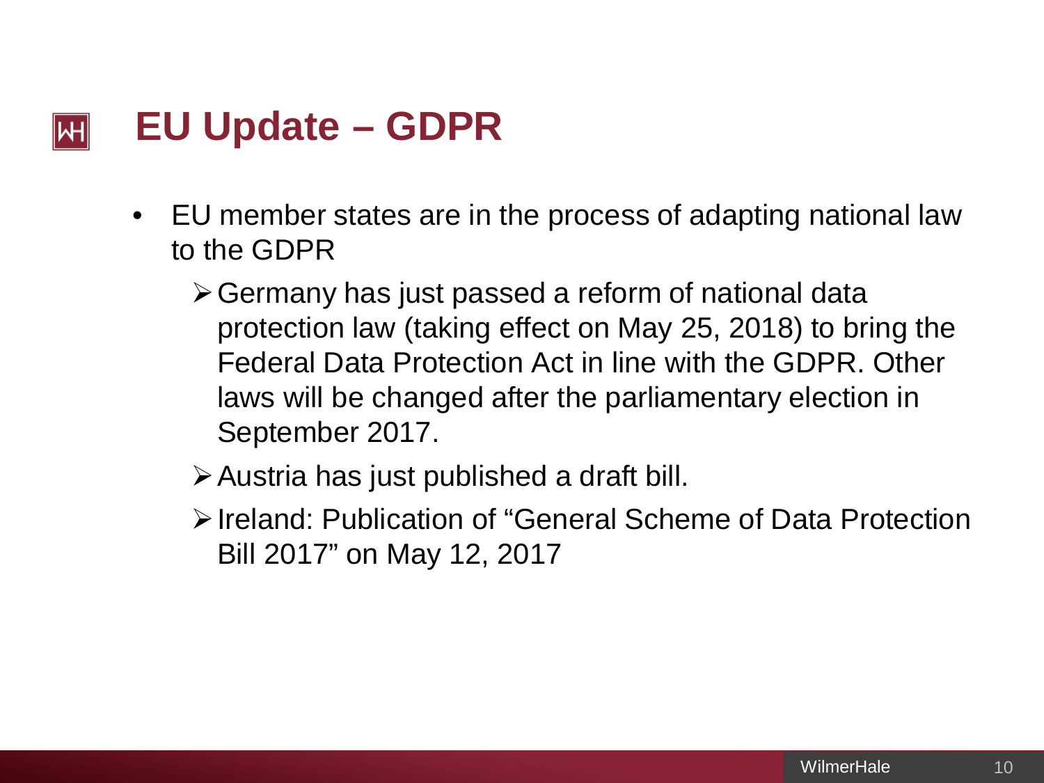# EU Update – GDPR

- EU member states are in the process of adapting national law to the GDPR
  - Germany has just passed a reform of national data protection law (taking effect on May 25, 2018) to bring the Federal Data Protection Act in line with the GDPR. Other laws will be changed after the parliamentary election in September 2017.
  - Austria has just published a draft bill.
  - Ireland: Publication of "General Scheme of Data Protection Bill 2017" on May 12, 2017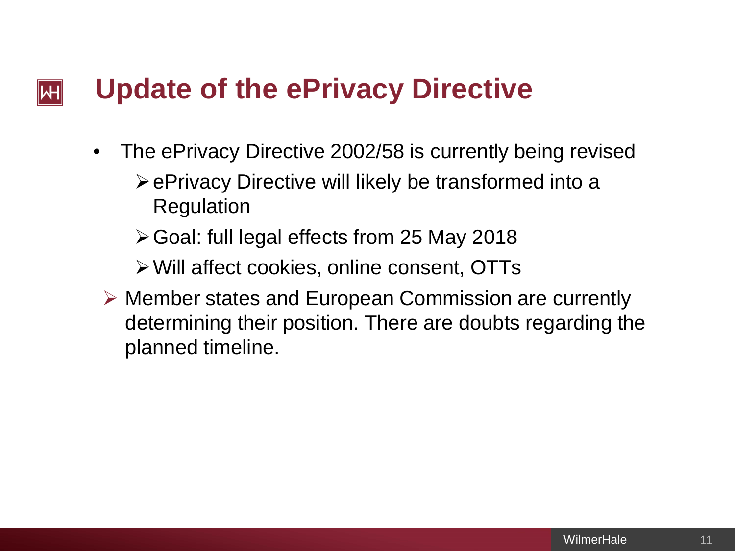# Update of the ePrivacy Directive

- The ePrivacy Directive 2002/58 is currently being revised
  - ePrivacy Directive will likely be transformed into a Regulation
  - Goal: full legal effects from 25 May 2018
  - Will affect cookies, online consent, OTTs
- Member states and European Commission are currently determining their position. There are doubts regarding the planned timeline.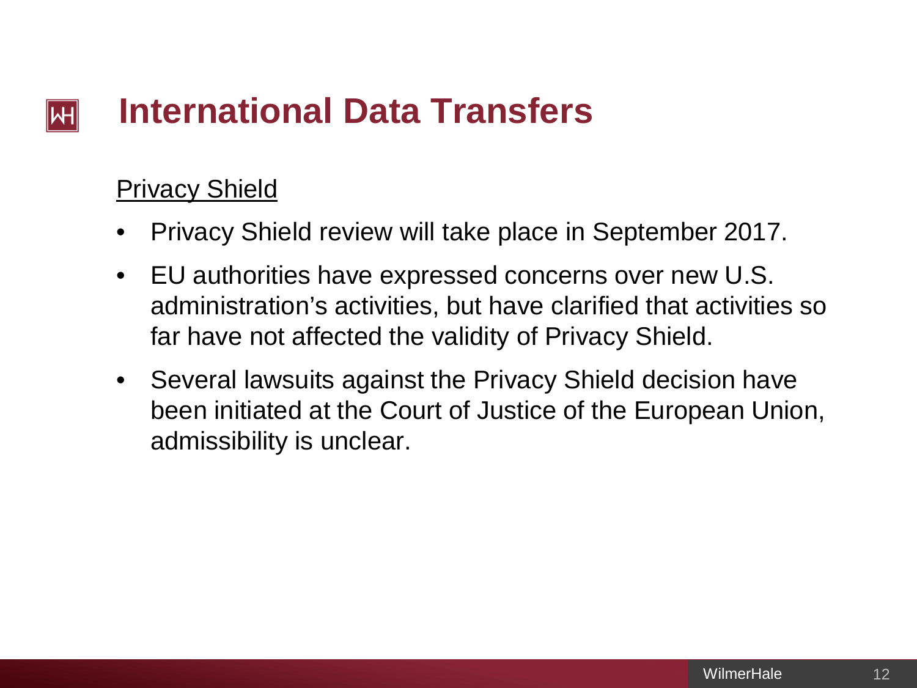# International Data Transfers

Privacy Shield

- Privacy Shield review will take place in September 2017.
- EU authorities have expressed concerns over new U.S. administration's activities, but have clarified that activities so far have not affected the validity of Privacy Shield.
- Several lawsuits against the Privacy Shield decision have been initiated at the Court of Justice of the European Union, admissibility is unclear.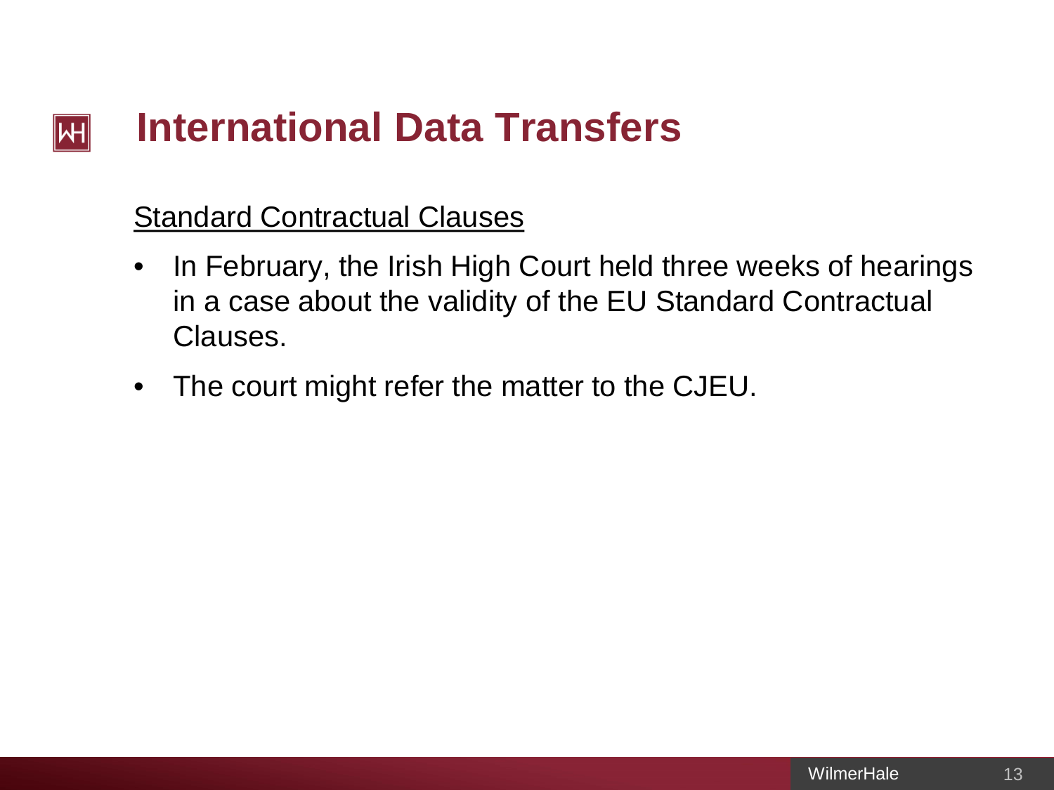# International Data Transfers

<u>Standard Contractual Clauses</u>

- In February, the Irish High Court held three weeks of hearings in a case about the validity of the EU Standard Contractual Clauses.
- The court might refer the matter to the CJEU.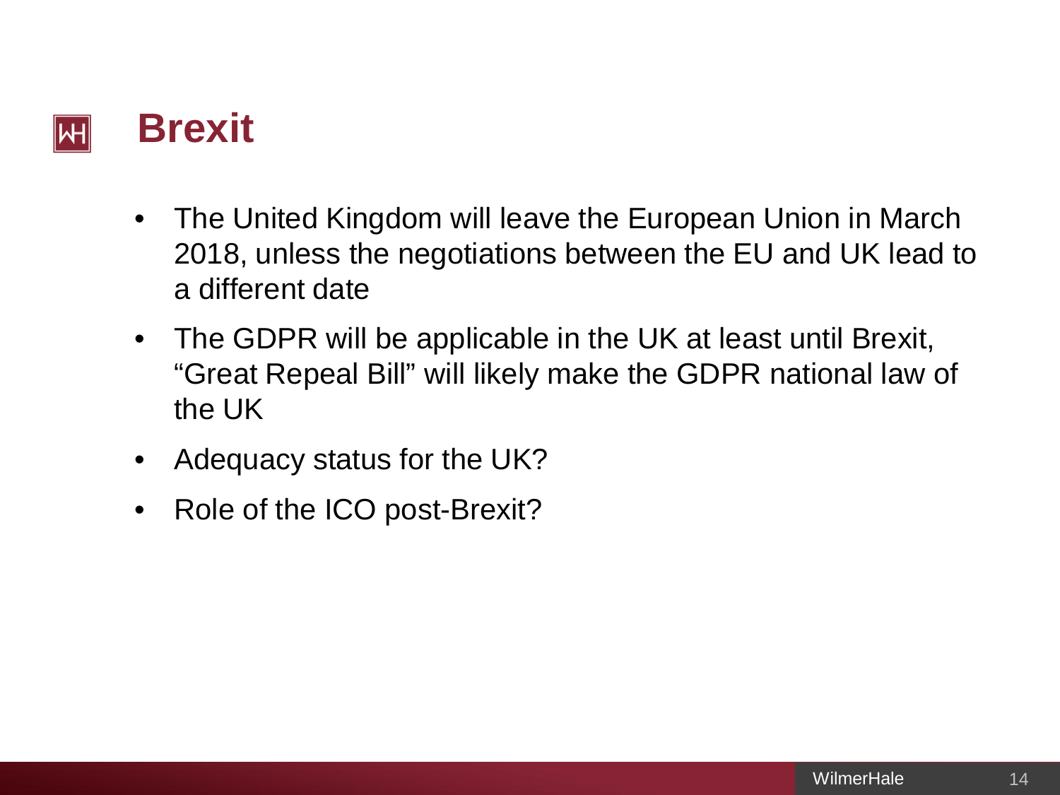# Brexit

- The United Kingdom will leave the European Union in March 2018, unless the negotiations between the EU and UK lead to a different date
- The GDPR will be applicable in the UK at least until Brexit, "Great Repeal Bill" will likely make the GDPR national law of the UK
- Adequacy status for the UK?
- Role of the ICO post-Brexit?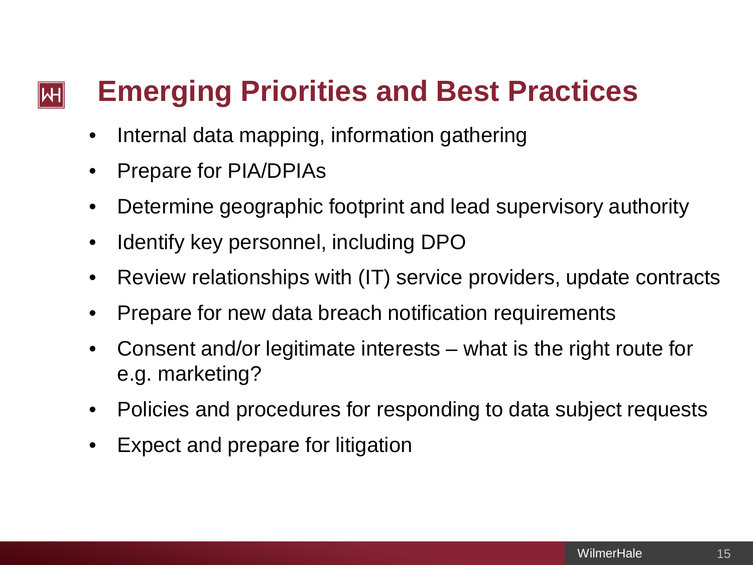# Emerging Priorities and Best Practices

- Internal data mapping, information gathering
- Prepare for PIA/DPIAs
- Determine geographic footprint and lead supervisory authority
- Identify key personnel, including DPO
- Review relationships with (IT) service providers, update contracts
- Prepare for new data breach notification requirements
- Consent and/or legitimate interests – what is the right route for e.g. marketing?
- Policies and procedures for responding to data subject requests
- Expect and prepare for litigation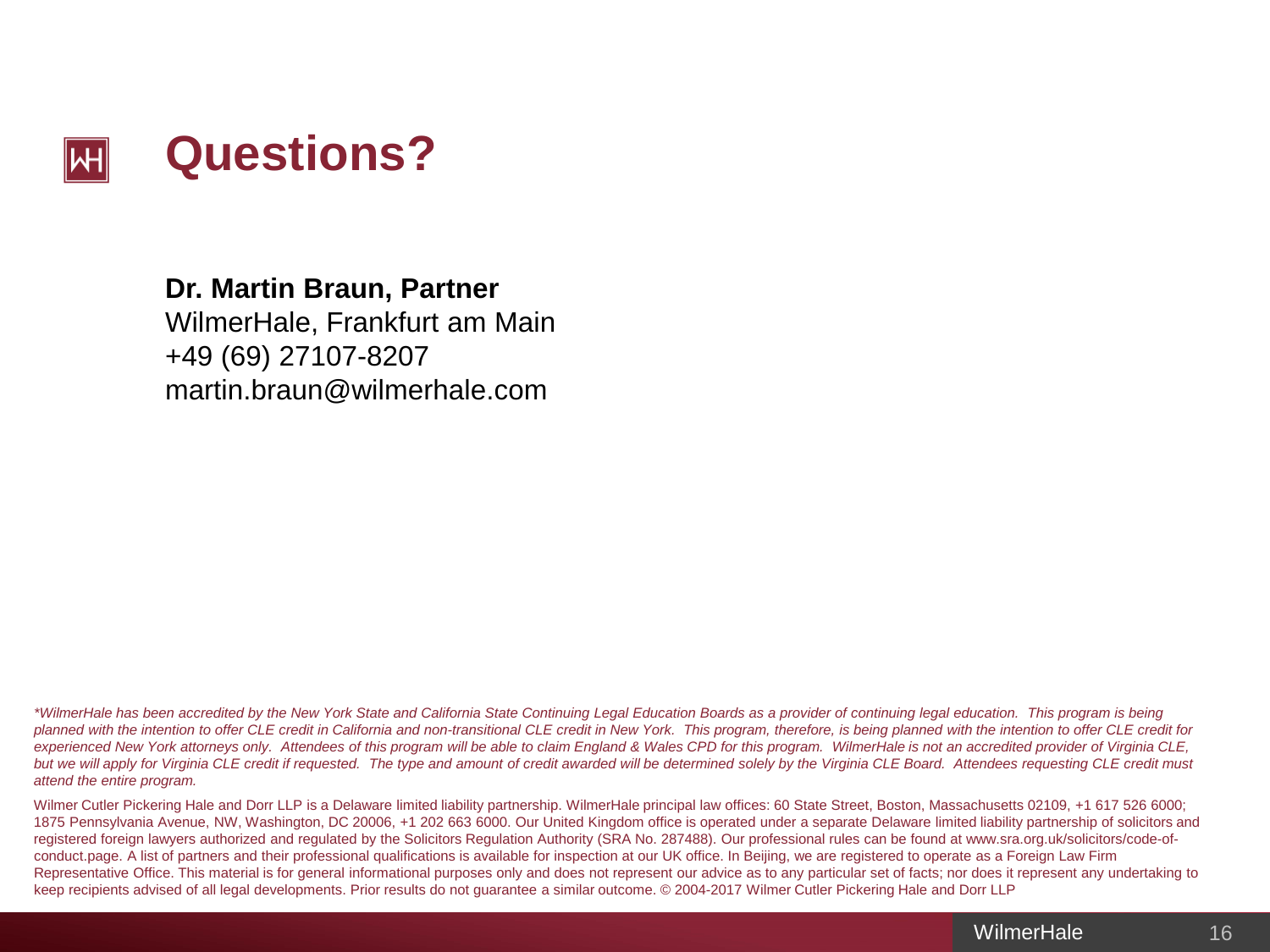# Questions?

**Dr. Martin Braun, Partner**
WilmerHale, Frankfurt am Main
+49 (69) 27107-8207
martin.braun@wilmerhale.com

*\*WilmerHale has been accredited by the New York State and California State Continuing Legal Education Boards as a provider of continuing legal education. This program is being planned with the intention to offer CLE credit in California and non-transitional CLE credit in New York. This program, therefore, is being planned with the intention to offer CLE credit for experienced New York attorneys only. Attendees of this program will be able to claim England & Wales CPD for this program. WilmerHale is not an accredited provider of Virginia CLE, but we will apply for Virginia CLE credit if requested. The type and amount of credit awarded will be determined solely by the Virginia CLE Board. Attendees requesting CLE credit must attend the entire program.*

Wilmer Cutler Pickering Hale and Dorr LLP is a Delaware limited liability partnership. WilmerHale principal law offices: 60 State Street, Boston, Massachusetts 02109, +1 617 526 6000; 1875 Pennsylvania Avenue, NW, Washington, DC 20006, +1 202 663 6000. Our United Kingdom office is operated under a separate Delaware limited liability partnership of solicitors and registered foreign lawyers authorized and regulated by the Solicitors Regulation Authority (SRA No. 287488). Our professional rules can be found at www.sra.org.uk/solicitors/code-of-conduct.page. A list of partners and their professional qualifications is available for inspection at our UK office. In Beijing, we are registered to operate as a Foreign Law Firm Representative Office. This material is for general informational purposes only and does not represent our advice as to any particular set of facts; nor does it represent any undertaking to keep recipients advised of all legal developments. Prior results do not guarantee a similar outcome. © 2004-2017 Wilmer Cutler Pickering Hale and Dorr LLP